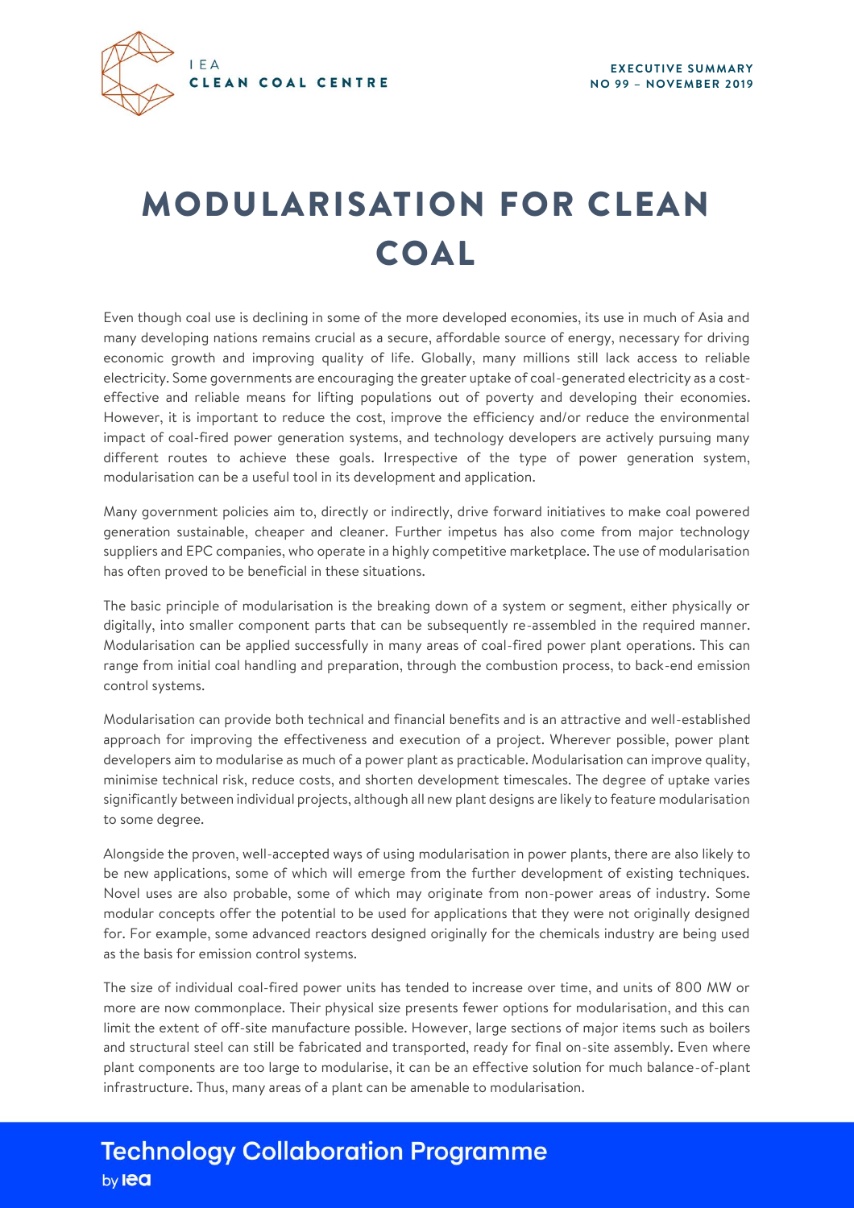IEA CLEAN COAL CENTRE

EXECUTIVE SUMMARY
NO 99 – NOVEMBER 2019

# MODULARISATION FOR CLEAN COAL

Even though coal use is declining in some of the more developed economies, its use in much of Asia and many developing nations remains crucial as a secure, affordable source of energy, necessary for driving economic growth and improving quality of life. Globally, many millions still lack access to reliable electricity. Some governments are encouraging the greater uptake of coal-generated electricity as a cost-effective and reliable means for lifting populations out of poverty and developing their economies. However, it is important to reduce the cost, improve the efficiency and/or reduce the environmental impact of coal-fired power generation systems, and technology developers are actively pursuing many different routes to achieve these goals. Irrespective of the type of power generation system, modularisation can be a useful tool in its development and application.

Many government policies aim to, directly or indirectly, drive forward initiatives to make coal powered generation sustainable, cheaper and cleaner. Further impetus has also come from major technology suppliers and EPC companies, who operate in a highly competitive marketplace. The use of modularisation has often proved to be beneficial in these situations.

The basic principle of modularisation is the breaking down of a system or segment, either physically or digitally, into smaller component parts that can be subsequently re-assembled in the required manner. Modularisation can be applied successfully in many areas of coal-fired power plant operations. This can range from initial coal handling and preparation, through the combustion process, to back-end emission control systems.

Modularisation can provide both technical and financial benefits and is an attractive and well-established approach for improving the effectiveness and execution of a project. Wherever possible, power plant developers aim to modularise as much of a power plant as practicable. Modularisation can improve quality, minimise technical risk, reduce costs, and shorten development timescales. The degree of uptake varies significantly between individual projects, although all new plant designs are likely to feature modularisation to some degree.

Alongside the proven, well-accepted ways of using modularisation in power plants, there are also likely to be new applications, some of which will emerge from the further development of existing techniques. Novel uses are also probable, some of which may originate from non-power areas of industry. Some modular concepts offer the potential to be used for applications that they were not originally designed for. For example, some advanced reactors designed originally for the chemicals industry are being used as the basis for emission control systems.

The size of individual coal-fired power units has tended to increase over time, and units of 800 MW or more are now commonplace. Their physical size presents fewer options for modularisation, and this can limit the extent of off-site manufacture possible. However, large sections of major items such as boilers and structural steel can still be fabricated and transported, ready for final on-site assembly. Even where plant components are too large to modularise, it can be an effective solution for much balance-of-plant infrastructure. Thus, many areas of a plant can be amenable to modularisation.

Technology Collaboration Programme by iea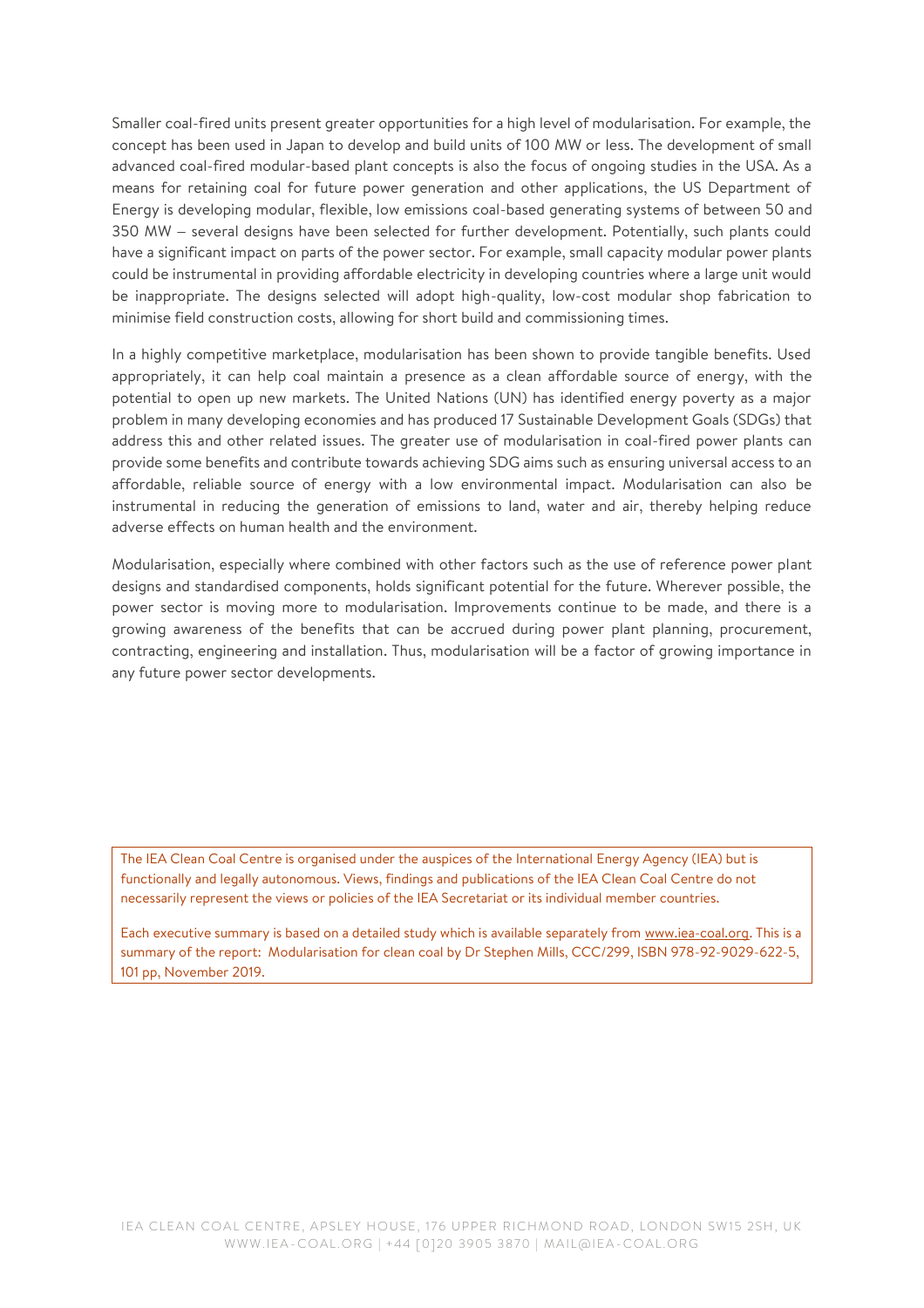Smaller coal-fired units present greater opportunities for a high level of modularisation. For example, the concept has been used in Japan to develop and build units of 100 MW or less. The development of small advanced coal-fired modular-based plant concepts is also the focus of ongoing studies in the USA. As a means for retaining coal for future power generation and other applications, the US Department of Energy is developing modular, flexible, low emissions coal-based generating systems of between 50 and 350 MW – several designs have been selected for further development. Potentially, such plants could have a significant impact on parts of the power sector. For example, small capacity modular power plants could be instrumental in providing affordable electricity in developing countries where a large unit would be inappropriate. The designs selected will adopt high-quality, low-cost modular shop fabrication to minimise field construction costs, allowing for short build and commissioning times.

In a highly competitive marketplace, modularisation has been shown to provide tangible benefits. Used appropriately, it can help coal maintain a presence as a clean affordable source of energy, with the potential to open up new markets. The United Nations (UN) has identified energy poverty as a major problem in many developing economies and has produced 17 Sustainable Development Goals (SDGs) that address this and other related issues. The greater use of modularisation in coal-fired power plants can provide some benefits and contribute towards achieving SDG aims such as ensuring universal access to an affordable, reliable source of energy with a low environmental impact. Modularisation can also be instrumental in reducing the generation of emissions to land, water and air, thereby helping reduce adverse effects on human health and the environment.

Modularisation, especially where combined with other factors such as the use of reference power plant designs and standardised components, holds significant potential for the future. Wherever possible, the power sector is moving more to modularisation. Improvements continue to be made, and there is a growing awareness of the benefits that can be accrued during power plant planning, procurement, contracting, engineering and installation. Thus, modularisation will be a factor of growing importance in any future power sector developments.

The IEA Clean Coal Centre is organised under the auspices of the International Energy Agency (IEA) but is functionally and legally autonomous. Views, findings and publications of the IEA Clean Coal Centre do not necessarily represent the views or policies of the IEA Secretariat or its individual member countries.

Each executive summary is based on a detailed study which is available separately from www.iea-coal.org. This is a summary of the report: Modularisation for clean coal by Dr Stephen Mills, CCC/299, ISBN 978-92-9029-622-5, 101 pp, November 2019.

IEA CLEAN COAL CENTRE, APSLEY HOUSE, 176 UPPER RICHMOND ROAD, LONDON SW15 2SH, UK
WWW.IEA-COAL.ORG | +44 [0]20 3905 3870 | MAIL@IEA-COAL.ORG